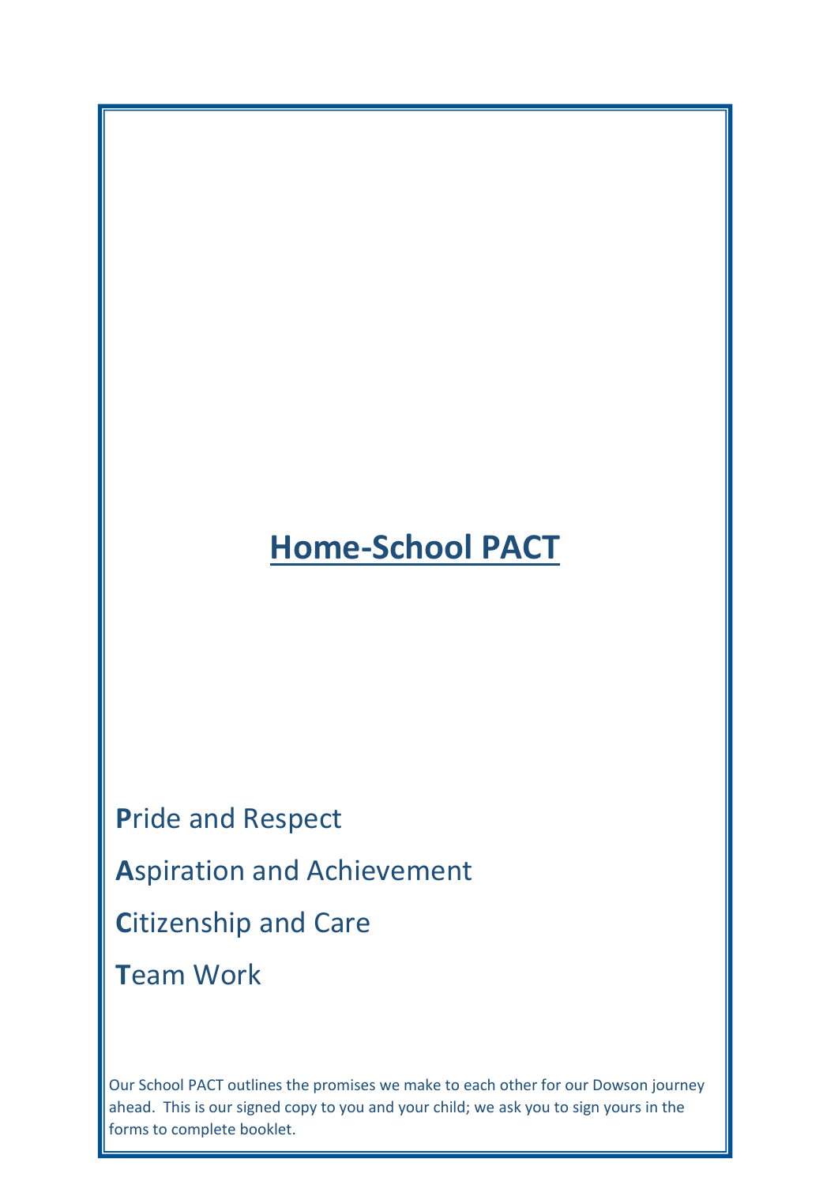# Home-School PACT

**P**ride and Respect

**A**spiration and Achievement

**C**itizenship and Care

**T**eam Work

Our School PACT outlines the promises we make to each other for our Dowson journey ahead. This is our signed copy to you and your child; we ask you to sign yours in the forms to complete booklet.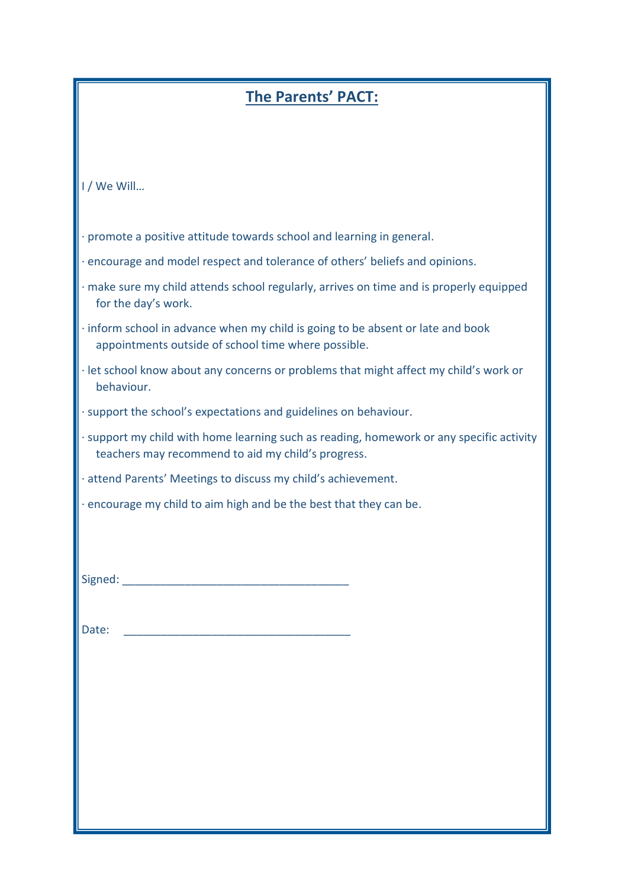# **The Parents' PACT:**

I / We Will…

- promote a positive attitude towards school and learning in general.
- encourage and model respect and tolerance of others' beliefs and opinions.
- make sure my child attends school regularly, arrives on time and is properly equipped for the day's work.
- inform school in advance when my child is going to be absent or late and book appointments outside of school time where possible.
- let school know about any concerns or problems that might affect my child's work or behaviour.
- support the school's expectations and guidelines on behaviour.
- support my child with home learning such as reading, homework or any specific activity teachers may recommend to aid my child's progress.
- attend Parents' Meetings to discuss my child's achievement.
- encourage my child to aim high and be the best that they can be.

Signed: ____________________________________

Date: ____________________________________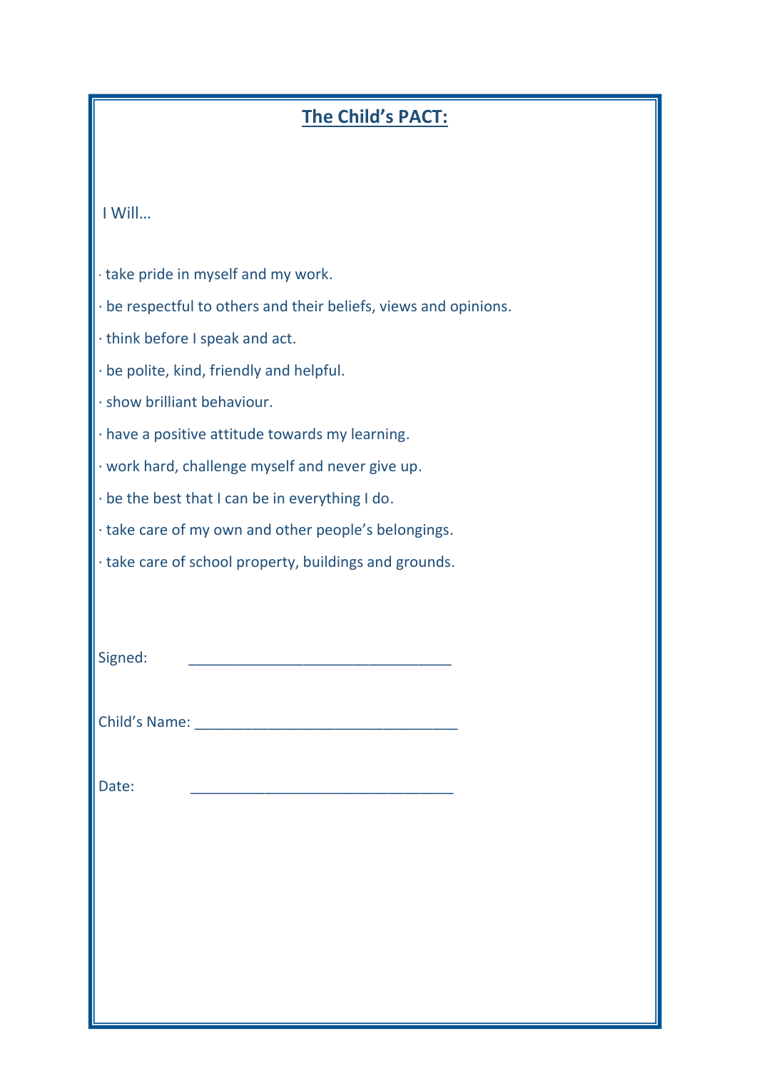# The Child's PACT:

I Will…

- take pride in myself and my work.
- be respectful to others and their beliefs, views and opinions.
- think before I speak and act.
- be polite, kind, friendly and helpful.
- show brilliant behaviour.
- have a positive attitude towards my learning.
- work hard, challenge myself and never give up.
- be the best that I can be in everything I do.
- take care of my own and other people's belongings.
- take care of school property, buildings and grounds.

Signed: _________________________________

Child's Name: _________________________________

Date: _________________________________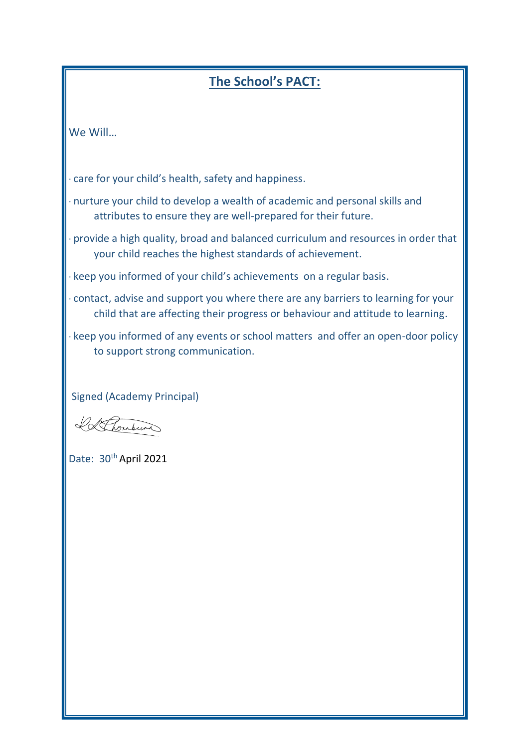# **The School's PACT:**

We Will…

- care for your child's health, safety and happiness.
- nurture your child to develop a wealth of academic and personal skills and attributes to ensure they are well-prepared for their future.
- provide a high quality, broad and balanced curriculum and resources in order that your child reaches the highest standards of achievement.
- keep you informed of your child's achievements on a regular basis.
- contact, advise and support you where there are any barriers to learning for your child that are affecting their progress or behaviour and attitude to learning.
- keep you informed of any events or school matters and offer an open-door policy to support strong communication.

Signed (Academy Principal)

Date: 30th April 2021